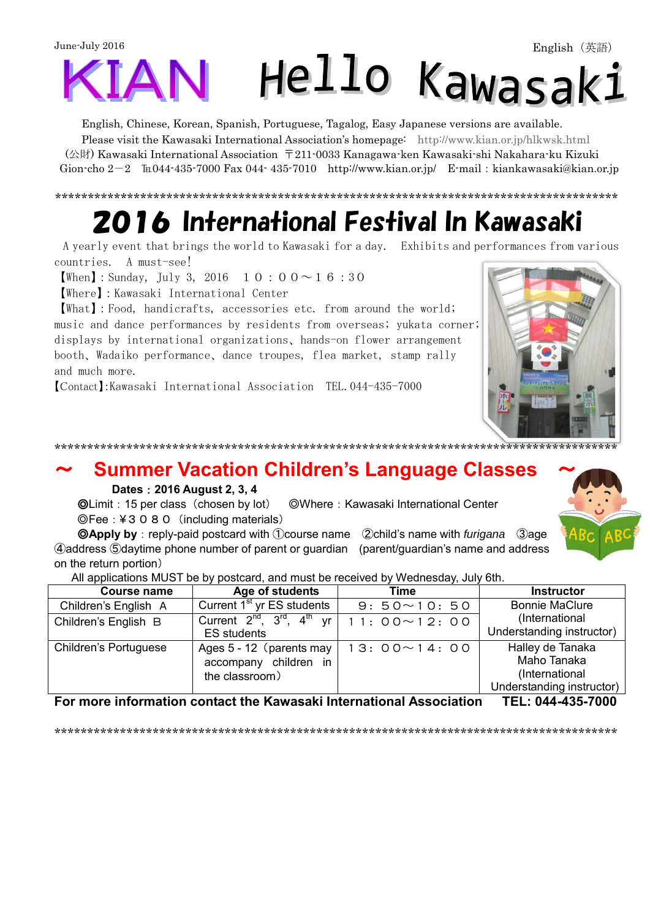June-July 2016 English（英語）

# KIAN Hello Kawasaki

English, Chinese, Korean, Spanish, Portuguese, Tagalog, Easy Japanese versions are available.
Please visit the Kawasaki International Association's homepage: http://www.kian.or.jp/hlkwsk.html
(公財) Kawasaki International Association 〒211-0033 Kanagawa-ken Kawasaki-shi Nakahara-ku Kizuki Gion-cho 2－2 ℡044-435-7000 Fax 044- 435-7010 http://www.kian.or.jp/ E-mail : kiankawasaki@kian.or.jp

\*\*\*\*\*\*\*\*\*\*\*\*\*\*\*\*\*\*\*\*\*\*\*\*\*\*\*\*\*\*\*\*\*\*\*\*\*\*\*\*\*\*\*\*\*\*\*\*\*\*\*\*\*\*\*\*\*\*\*\*\*\*\*\*\*\*\*\*\*\*\*\*\*\*\*\*\*\*\*\*\*\*\*\*\*\*

## 2016 International Festival In Kawasaki

A yearly event that brings the world to Kawasaki for a day. Exhibits and performances from various countries. A must-see!

【When】: Sunday, July 3, 2016 １０：００～１６：３０

【Where】: Kawasaki International Center

【What】: Food, handicrafts, accessories etc. from around the world; music and dance performances by residents from overseas; yukata corner; displays by international organizations、hands-on flower arrangement booth、Wadaiko performance、dance troupes, flea market, stamp rally and much more.

【Contact】:Kawasaki International Association TEL.044-435-7000

\*\*\*\*\*\*\*\*\*\*\*\*\*\*\*\*\*\*\*\*\*\*\*\*\*\*\*\*\*\*\*\*\*\*\*\*\*\*\*\*\*\*\*\*\*\*\*\*\*\*\*\*\*\*\*\*\*\*\*\*\*\*\*\*\*\*\*\*\*\*\*\*\*\*\*\*\*\*\*\*\*\*\*\*\*\*

## ～ Summer Vacation Children's Language Classes ～

**Dates：2016 August 2, 3, 4**

◎Limit：15 per class（chosen by lot） ◎Where：Kawasaki International Center

◎Fee：¥３０８０（including materials）

**◎Apply by**：reply-paid postcard with ①course name ②child's name with *furigana* ③age ④address ⑤daytime phone number of parent or guardian (parent/guardian's name and address on the return portion)

All applications MUST be by postcard, and must be received by Wednesday, July 6th.

| Course name | Age of students | Time | Instructor |
|---|---|---|---|
| Children's English A | Current 1st yr ES students | ９：５０～１０：５０ | Bonnie MaClure (International Understanding instructor) |
| Children's English B | Current 2nd, 3rd, 4th yr ES students | １１：００～１２：００ | |
| Children's Portuguese | Ages 5 - 12（parents may accompany children in the classroom） | １３：００～１４：００ | Halley de Tanaka Maho Tanaka (International Understanding instructor) |

**For more information contact the Kawasaki International Association TEL: 044-435-7000**

\*\*\*\*\*\*\*\*\*\*\*\*\*\*\*\*\*\*\*\*\*\*\*\*\*\*\*\*\*\*\*\*\*\*\*\*\*\*\*\*\*\*\*\*\*\*\*\*\*\*\*\*\*\*\*\*\*\*\*\*\*\*\*\*\*\*\*\*\*\*\*\*\*\*\*\*\*\*\*\*\*\*\*\*\*\*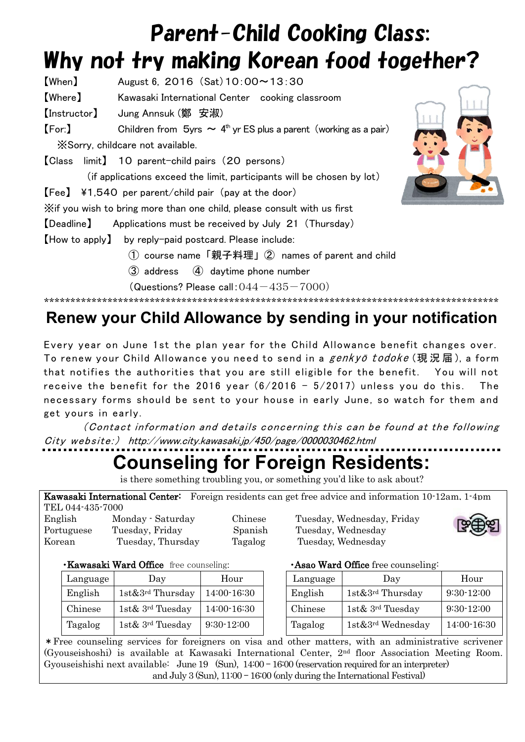# Parent-Child Cooking Class: Why not try making Korean food together?

【When】 August 6, 2016 (Sat) 10:00～13:30

【Where】 Kawasaki International Center cooking classroom

【Instructor】 Jung Annsuk (鄭 安淑)

【For:】 Children from 5yrs ～ 4th yr ES plus a parent (working as a pair)

※Sorry, childcare not available.

【Class limit】 10 parent-child pairs (20 persons)

(if applications exceed the limit, participants will be chosen by lot)

【Fee】 ¥1,540 per parent/child pair (pay at the door)

※if you wish to bring more than one child, please consult with us first

【Deadline】 Applications must be received by July 21 (Thursday)

【How to apply】 by reply-paid postcard. Please include:

① course name「親子料理」② names of parent and child

③ address ④ daytime phone number

(Questions? Please call:044－435－7000)

************************************************************************************

## Renew your Child Allowance by sending in your notification

Every year on June 1st the plan year for the Child Allowance benefit changes over. To renew your Child Allowance you need to send in a *genkyō todoke* (現況届), a form that notifies the authorities that you are still eligible for the benefit. You will not receive the benefit for the 2016 year (6/2016 – 5/2017) unless you do this. The necessary forms should be sent to your house in early June, so watch for them and get yours in early.

*(Contact information and details concerning this can be found at the following City website:) http://www.city.kawasaki.jp/450/page/0000030462.html*

## Counseling for Foreign Residents:

is there something troubling you, or something you'd like to ask about?

**Kawasaki International Center:** Foreign residents can get free advice and information 10-12am, 1-4pm

TEL 044-435-7000

| | | | |
|---|---|---|---|
| English | Monday - Saturday | Chinese | Tuesday, Wednesday, Friday |
| Portuguese | Tuesday, Friday | Spanish | Tuesday, Wednesday |
| Korean | Tuesday, Thursday | Tagalog | Tuesday, Wednesday |

・**Kawasaki Ward Office** free counseling:

| Language | Day | Hour |
|---|---|---|
| English | 1st&3rd Thursday | 14:00-16:30 |
| Chinese | 1st& 3rd Tuesday | 14:00-16:30 |
| Tagalog | 1st& 3rd Tuesday | 9:30-12:00 |

・**Asao Ward Office** free counseling:

| Language | Day | Hour |
|---|---|---|
| English | 1st&3rd Thursday | 9:30-12:00 |
| Chinese | 1st& 3rd Tuesday | 9:30-12:00 |
| Tagalog | 1st&3rd Wednesday | 14:00-16:30 |

＊Free counseling services for foreigners on visa and other matters, with an administrative scrivener (Gyouseishoshi) is available at Kawasaki International Center, 2nd floor Association Meeting Room. Gyouseishishi next available: June 19 (Sun), 14:00 – 16:00 (reservation required for an interpreter) and July 3 (Sun), 11:00 – 16:00 (only during the International Festival)